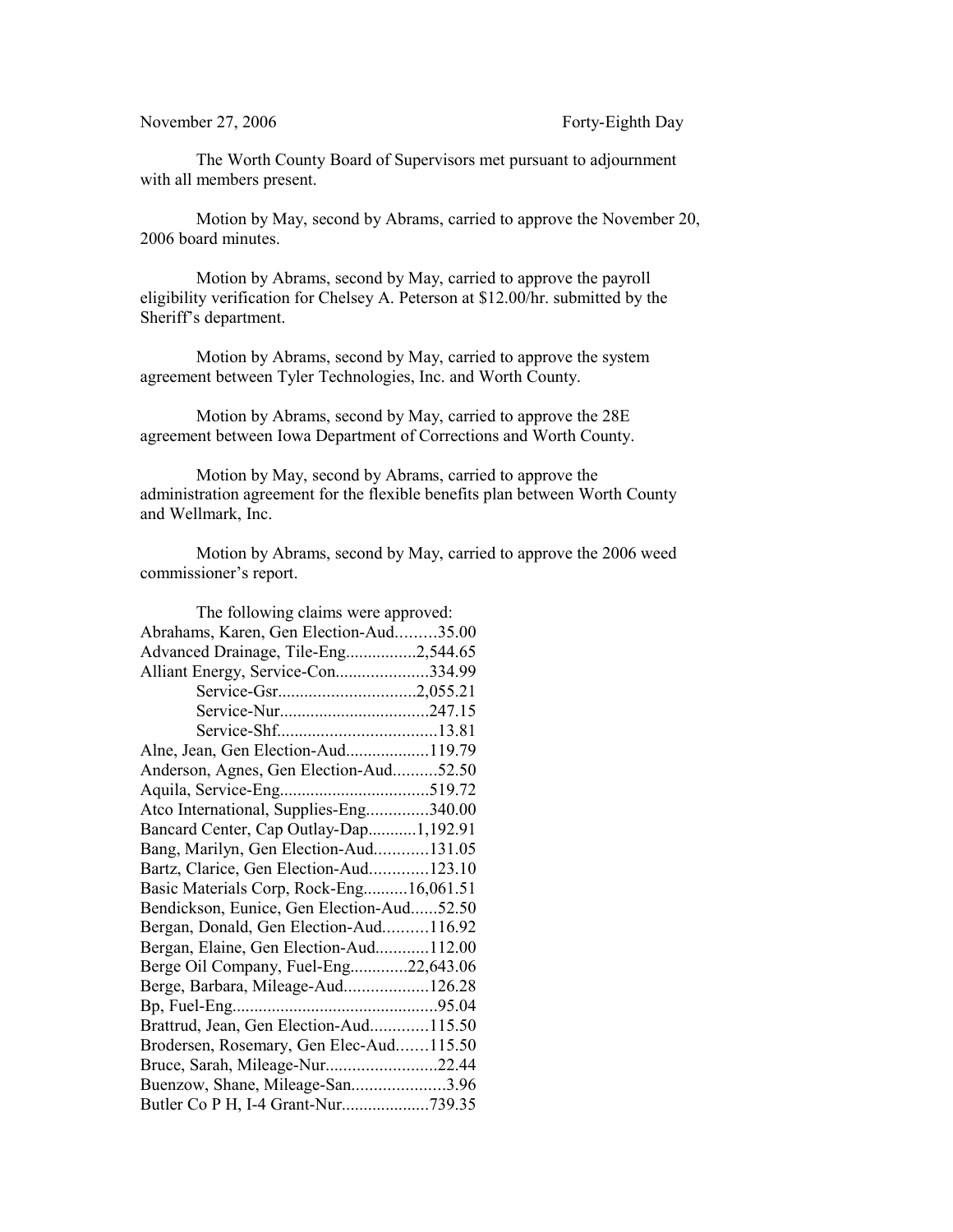November 27, 2006 Forty-Eighth Day

The Worth County Board of Supervisors met pursuant to adjournment with all members present.

Motion by May, second by Abrams, carried to approve the November 20, 2006 board minutes.

Motion by Abrams, second by May, carried to approve the payroll eligibility verification for Chelsey A. Peterson at $12.00/hr. submitted by the Sheriff's department.

Motion by Abrams, second by May, carried to approve the system agreement between Tyler Technologies, Inc. and Worth County.

Motion by Abrams, second by May, carried to approve the 28E agreement between Iowa Department of Corrections and Worth County.

Motion by May, second by Abrams, carried to approve the administration agreement for the flexible benefits plan between Worth County and Wellmark, Inc.

Motion by Abrams, second by May, carried to approve the 2006 weed commissioner's report.

The following claims were approved:

Abrahams, Karen, Gen Election-Aud.........35.00
Advanced Drainage, Tile-Eng................2,544.65
Alliant Energy, Service-Con.....................334.99
    Service-Gsr...............................2,055.21
    Service-Nur.................................247.15
    Service-Shf...................................13.81
Alne, Jean, Gen Election-Aud...................119.79
Anderson, Agnes, Gen Election-Aud..........52.50
Aquila, Service-Eng.................................519.72
Atco International, Supplies-Eng..............340.00
Bancard Center, Cap Outlay-Dap...........1,192.91
Bang, Marilyn, Gen Election-Aud............131.05
Bartz, Clarice, Gen Election-Aud.............123.10
Basic Materials Corp, Rock-Eng..........16,061.51
Bendickson, Eunice, Gen Election-Aud......52.50
Bergan, Donald, Gen Election-Aud..........116.92
Bergan, Elaine, Gen Election-Aud............112.00
Berge Oil Company, Fuel-Eng.............22,643.06
Berge, Barbara, Mileage-Aud...................126.28
Bp, Fuel-Eng.............................................95.04
Brattrud, Jean, Gen Election-Aud.............115.50
Brodersen, Rosemary, Gen Elec-Aud.......115.50
Bruce, Sarah, Mileage-Nur.........................22.44
Buenzow, Shane, Mileage-San.....................3.96
Butler Co P H, I-4 Grant-Nur....................739.35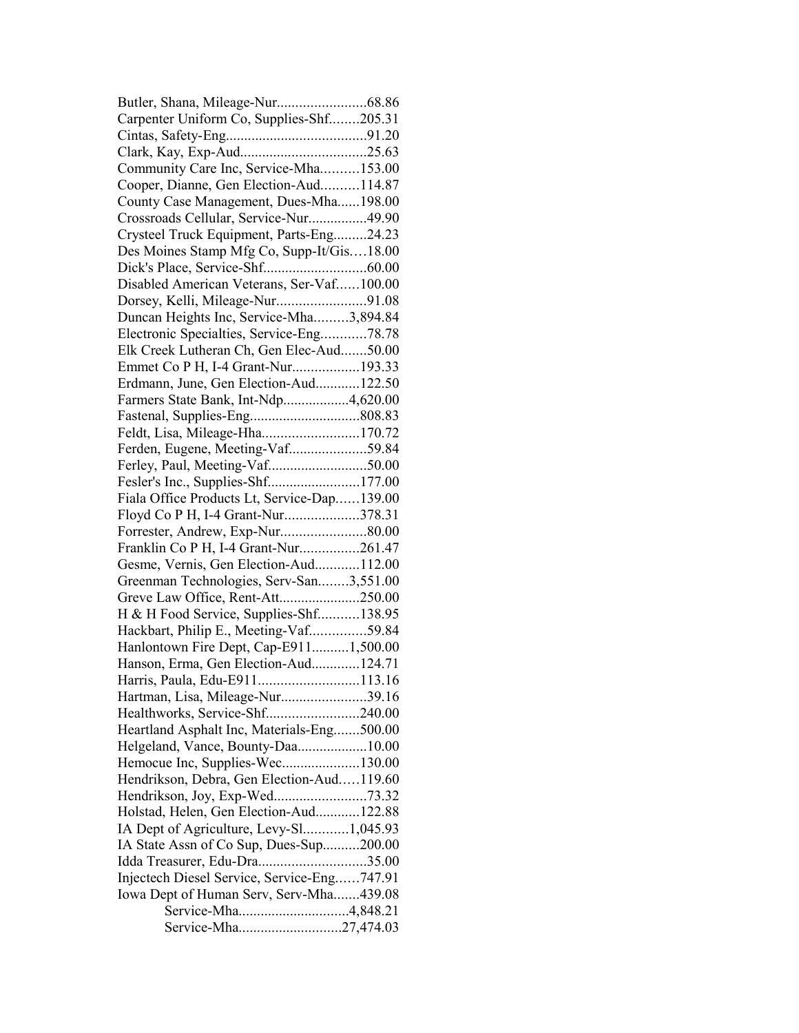Butler, Shana, Mileage-Nur........................68.86
Carpenter Uniform Co, Supplies-Shf........205.31
Cintas, Safety-Eng......................................91.20
Clark, Kay, Exp-Aud..................................25.63
Community Care Inc, Service-Mha..........153.00
Cooper, Dianne, Gen Election-Aud..........114.87
County Case Management, Dues-Mha......198.00
Crossroads Cellular, Service-Nur................49.90
Crysteel Truck Equipment, Parts-Eng.........24.23
Des Moines Stamp Mfg Co, Supp-It/Gis....18.00
Dick's Place, Service-Shf............................60.00
Disabled American Veterans, Ser-Vaf......100.00
Dorsey, Kelli, Mileage-Nur........................91.08
Duncan Heights Inc, Service-Mha.........3,894.84
Electronic Specialties, Service-Eng............78.78
Elk Creek Lutheran Ch, Gen Elec-Aud.......50.00
Emmet Co P H, I-4 Grant-Nur..................193.33
Erdmann, June, Gen Election-Aud............122.50
Farmers State Bank, Int-Ndp..................4,620.00
Fastenal, Supplies-Eng.............................808.83
Feldt, Lisa, Mileage-Hha..........................170.72
Ferden, Eugene, Meeting-Vaf.....................59.84
Ferley, Paul, Meeting-Vaf...........................50.00
Fesler's Inc., Supplies-Shf........................177.00
Fiala Office Products Lt, Service-Dap......139.00
Floyd Co P H, I-4 Grant-Nur....................378.31
Forrester, Andrew, Exp-Nur.......................80.00
Franklin Co P H, I-4 Grant-Nur................261.47
Gesme, Vernis, Gen Election-Aud............112.00
Greenman Technologies, Serv-San........3,551.00
Greve Law Office, Rent-Att......................250.00
H & H Food Service, Supplies-Shf...........138.95
Hackbart, Philip E., Meeting-Vaf...............59.84
Hanlontown Fire Dept, Cap-E911..........1,500.00
Hanson, Erma, Gen Election-Aud.............124.71
Harris, Paula, Edu-E911...........................113.16
Hartman, Lisa, Mileage-Nur.......................39.16
Healthworks, Service-Shf.........................240.00
Heartland Asphalt Inc, Materials-Eng.......500.00
Helgeland, Vance, Bounty-Daa...................10.00
Hemocue Inc, Supplies-Wec.....................130.00
Hendrikson, Debra, Gen Election-Aud.....119.60
Hendrikson, Joy, Exp-Wed.........................73.32
Holstad, Helen, Gen Election-Aud............122.88
IA Dept of Agriculture, Levy-Sl............1,045.93
IA State Assn of Co Sup, Dues-Sup..........200.00
Idda Treasurer, Edu-Dra.............................35.00
Injectech Diesel Service, Service-Eng......747.91
Iowa Dept of Human Serv, Serv-Mha.......439.08
Service-Mha.............................4,848.21
Service-Mha...........................27,474.03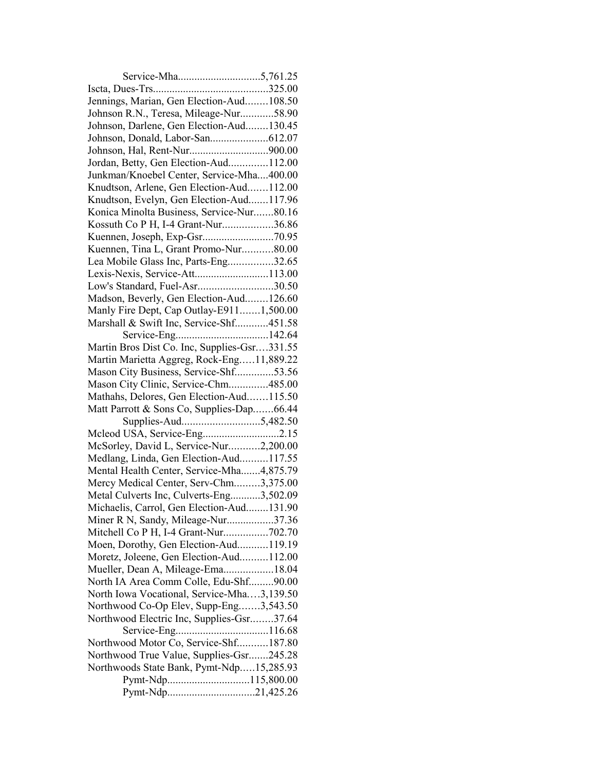Service-Mha..............................5,761.25
Iscta, Dues-Trs..........................................325.00
Jennings, Marian, Gen Election-Aud........108.50
Johnson R.N., Teresa, Mileage-Nur............58.90
Johnson, Darlene, Gen Election-Aud........130.45
Johnson, Donald, Labor-San.....................612.07
Johnson, Hal, Rent-Nur............................900.00
Jordan, Betty, Gen Election-Aud..............112.00
Junkman/Knoebel Center, Service-Mha....400.00
Knudtson, Arlene, Gen Election-Aud.......112.00
Knudtson, Evelyn, Gen Election-Aud.......117.96
Konica Minolta Business, Service-Nur.......80.16
Kossuth Co P H, I-4 Grant-Nur..................36.86
Kuennen, Joseph, Exp-Gsr..........................70.95
Kuennen, Tina L, Grant Promo-Nur...........80.00
Lea Mobile Glass Inc, Parts-Eng................32.65
Lexis-Nexis, Service-Att..........................113.00
Low's Standard, Fuel-Asr...........................30.50
Madson, Beverly, Gen Election-Aud........126.60
Manly Fire Dept, Cap Outlay-E911.......1,500.00
Marshall & Swift Inc, Service-Shf............451.58
Service-Eng..................................142.64
Martin Bros Dist Co. Inc, Supplies-Gsr….331.55
Martin Marietta Aggreg, Rock-Eng…..11,889.22
Mason City Business, Service-Shf.............53.56
Mason City Clinic, Service-Chm..............485.00
Mathahs, Delores, Gen Election-Aud.......115.50
Matt Parrott & Sons Co, Supplies-Dap.......66.44
Supplies-Aud............................5,482.50
Mcleod USA, Service-Eng............................2.15
McSorley, David L, Service-Nur...........2,200.00
Medlang, Linda, Gen Election-Aud..........117.55
Mental Health Center, Service-Mha.......4,875.79
Mercy Medical Center, Serv-Chm.........3,375.00
Metal Culverts Inc, Culverts-Eng...........3,502.09
Michaelis, Carrol, Gen Election-Aud........131.90
Miner R N, Sandy, Mileage-Nur.................37.36
Mitchell Co P H, I-4 Grant-Nur................702.70
Moen, Dorothy, Gen Election-Aud...........119.19
Moretz, Joleene, Gen Election-Aud..........112.00
Mueller, Dean A, Mileage-Ema..................18.04
North IA Area Comm Colle, Edu-Shf.........90.00
North Iowa Vocational, Service-Mha….3,139.50
Northwood Co-Op Elev, Supp-Eng…….3,543.50
Northwood Electric Inc, Supplies-Gsr........37.64
Service-Eng..................................116.68
Northwood Motor Co, Service-Shf...........187.80
Northwood True Value, Supplies-Gsr.......245.28
Northwoods State Bank, Pymt-Ndp…..15,285.93
Pymt-Ndp.............................115,800.00
Pymt-Ndp................................21,425.26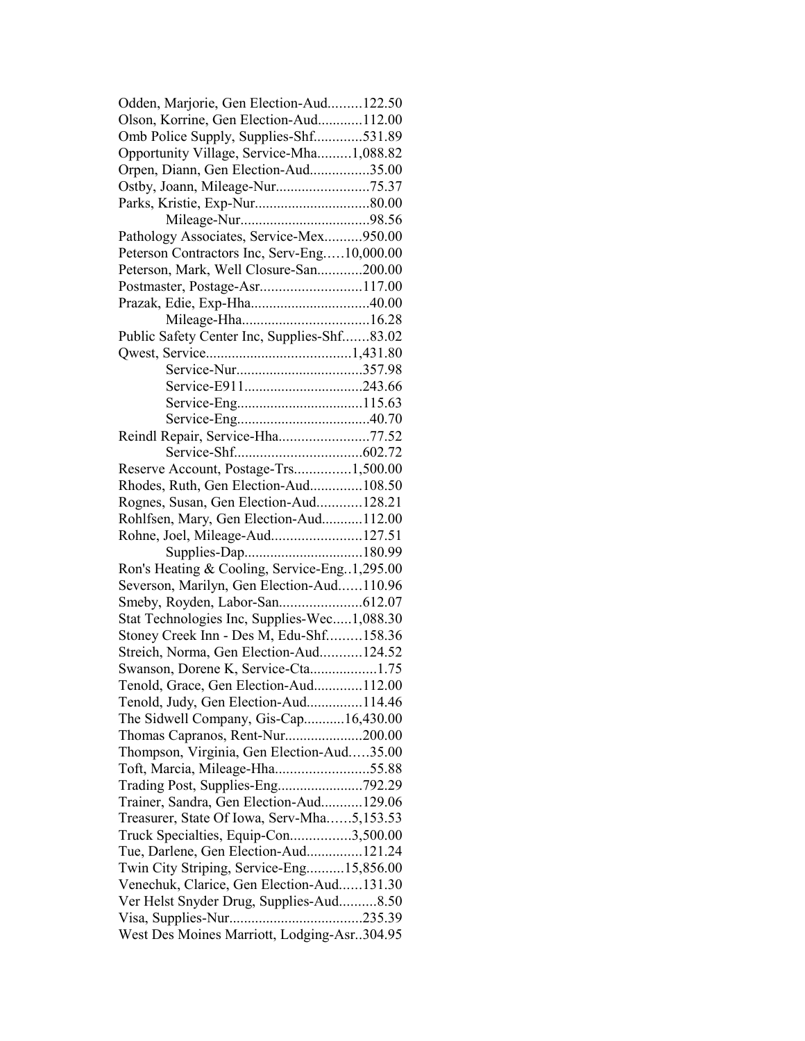Odden, Marjorie, Gen Election-Aud.........122.50
Olson, Korrine, Gen Election-Aud............112.00
Omb Police Supply, Supplies-Shf.............531.89
Opportunity Village, Service-Mha.........1,088.82
Orpen, Diann, Gen Election-Aud................35.00
Ostby, Joann, Mileage-Nur.........................75.37
Parks, Kristie, Exp-Nur...............................80.00
Mileage-Nur...................................98.56
Pathology Associates, Service-Mex..........950.00
Peterson Contractors Inc, Serv-Eng.....10,000.00
Peterson, Mark, Well Closure-San............200.00
Postmaster, Postage-Asr...........................117.00
Prazak, Edie, Exp-Hha................................40.00
Mileage-Hha..................................16.28
Public Safety Center Inc, Supplies-Shf.......83.02
Qwest, Service.......................................1,431.80
Service-Nur.................................357.98
Service-E911................................243.66
Service-Eng.................................115.63
Service-Eng...................................40.70
Reindl Repair, Service-Hha........................77.52
Service-Shf.................................602.72
Reserve Account, Postage-Trs...............1,500.00
Rhodes, Ruth, Gen Election-Aud..............108.50
Rognes, Susan, Gen Election-Aud............128.21
Rohlfsen, Mary, Gen Election-Aud...........112.00
Rohne, Joel, Mileage-Aud........................127.51
Supplies-Dap................................180.99
Ron's Heating & Cooling, Service-Eng..1,295.00
Severson, Marilyn, Gen Election-Aud......110.96
Smeby, Royden, Labor-San......................612.07
Stat Technologies Inc, Supplies-Wec.....1,088.30
Stoney Creek Inn - Des M, Edu-Shf.........158.36
Streich, Norma, Gen Election-Aud...........124.52
Swanson, Dorene K, Service-Cta..................1.75
Tenold, Grace, Gen Election-Aud.............112.00
Tenold, Judy, Gen Election-Aud...............114.46
The Sidwell Company, Gis-Cap...........16,430.00
Thomas Capranos, Rent-Nur.....................200.00
Thompson, Virginia, Gen Election-Aud.....35.00
Toft, Marcia, Mileage-Hha.........................55.88
Trading Post, Supplies-Eng.......................792.29
Trainer, Sandra, Gen Election-Aud...........129.06
Treasurer, State Of Iowa, Serv-Mha......5,153.53
Truck Specialties, Equip-Con................3,500.00
Tue, Darlene, Gen Election-Aud...............121.24
Twin City Striping, Service-Eng..........15,856.00
Venechuk, Clarice, Gen Election-Aud......131.30
Ver Helst Snyder Drug, Supplies-Aud..........8.50
Visa, Supplies-Nur...................................235.39
West Des Moines Marriott, Lodging-Asr..304.95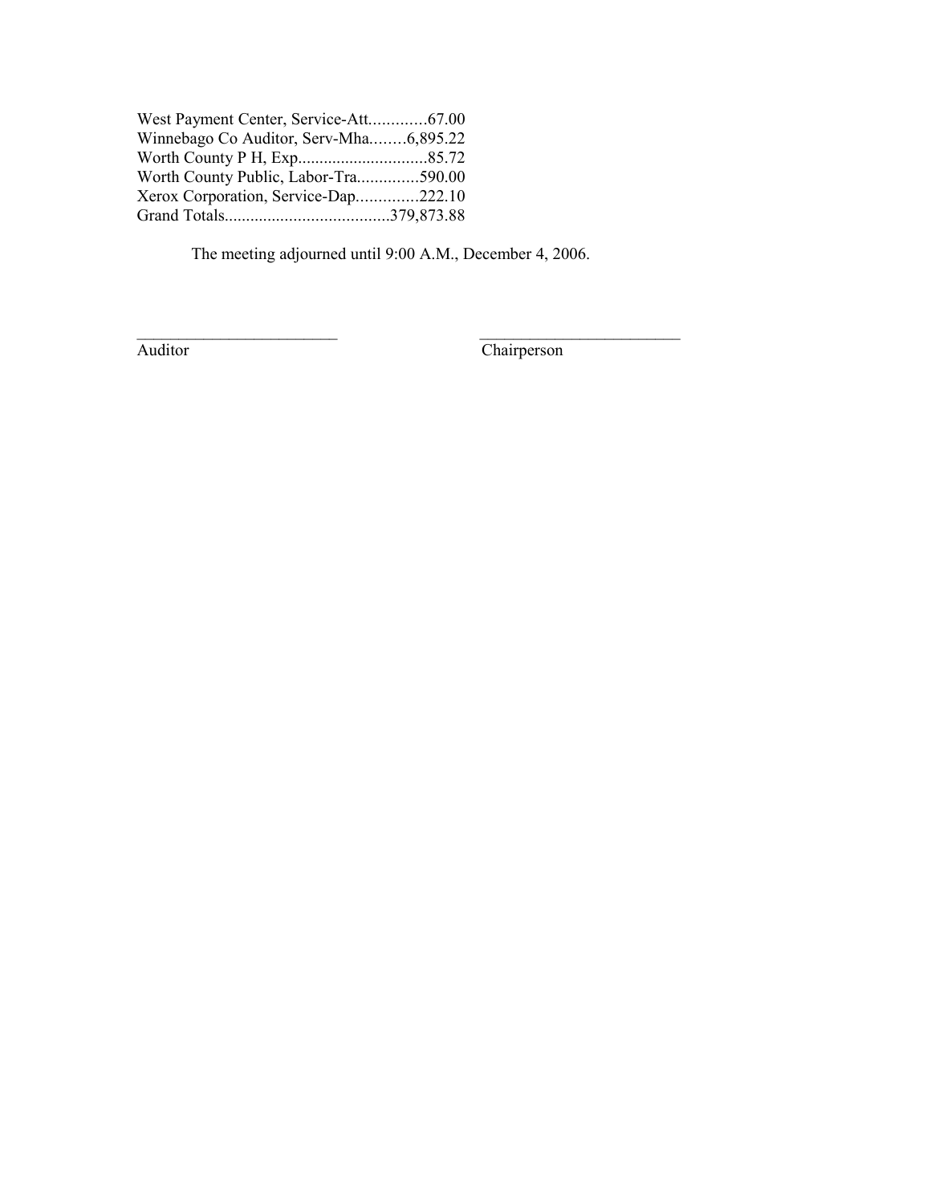West Payment Center, Service-Att.............67.00
Winnebago Co Auditor, Serv-Mha........6,895.22
Worth County P H, Exp..............................85.72
Worth County Public, Labor-Tra..............590.00
Xerox Corporation, Service-Dap..............222.10
Grand Totals......................................379,873.88

The meeting adjourned until 9:00 A.M., December 4, 2006.

________________________ ________________________
Auditor Chairperson